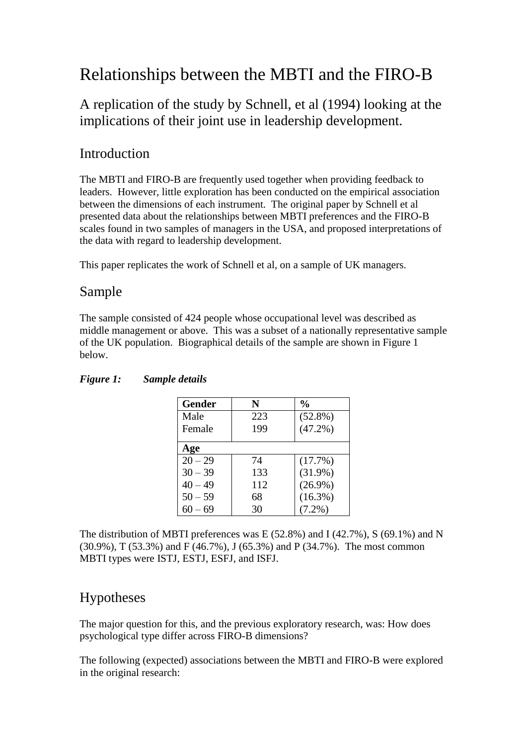# Relationships between the MBTI and the FIRO-B

## A replication of the study by Schnell, et al (1994) looking at the implications of their joint use in leadership development.

## Introduction

The MBTI and FIRO-B are frequently used together when providing feedback to leaders. However, little exploration has been conducted on the empirical association between the dimensions of each instrument. The original paper by Schnell et al presented data about the relationships between MBTI preferences and the FIRO-B scales found in two samples of managers in the USA, and proposed interpretations of the data with regard to leadership development.

This paper replicates the work of Schnell et al, on a sample of UK managers.

## Sample

The sample consisted of 424 people whose occupational level was described as middle management or above. This was a subset of a nationally representative sample of the UK population. Biographical details of the sample are shown in Figure 1 below.

***Figure 1: Sample details***

| Gender | N | % |
|---|---|---|
| Male | 223 | (52.8%) |
| Female | 199 | (47.2%) |
| **Age** | | |
| 20 – 29 | 74 | (17.7%) |
| 30 – 39 | 133 | (31.9%) |
| 40 – 49 | 112 | (26.9%) |
| 50 – 59 | 68 | (16.3%) |
| 60 – 69 | 30 | (7.2%) |

The distribution of MBTI preferences was E (52.8%) and I (42.7%), S (69.1%) and N (30.9%), T (53.3%) and F (46.7%), J (65.3%) and P (34.7%). The most common MBTI types were ISTJ, ESTJ, ESFJ, and ISFJ.

## Hypotheses

The major question for this, and the previous exploratory research, was: How does psychological type differ across FIRO-B dimensions?

The following (expected) associations between the MBTI and FIRO-B were explored in the original research: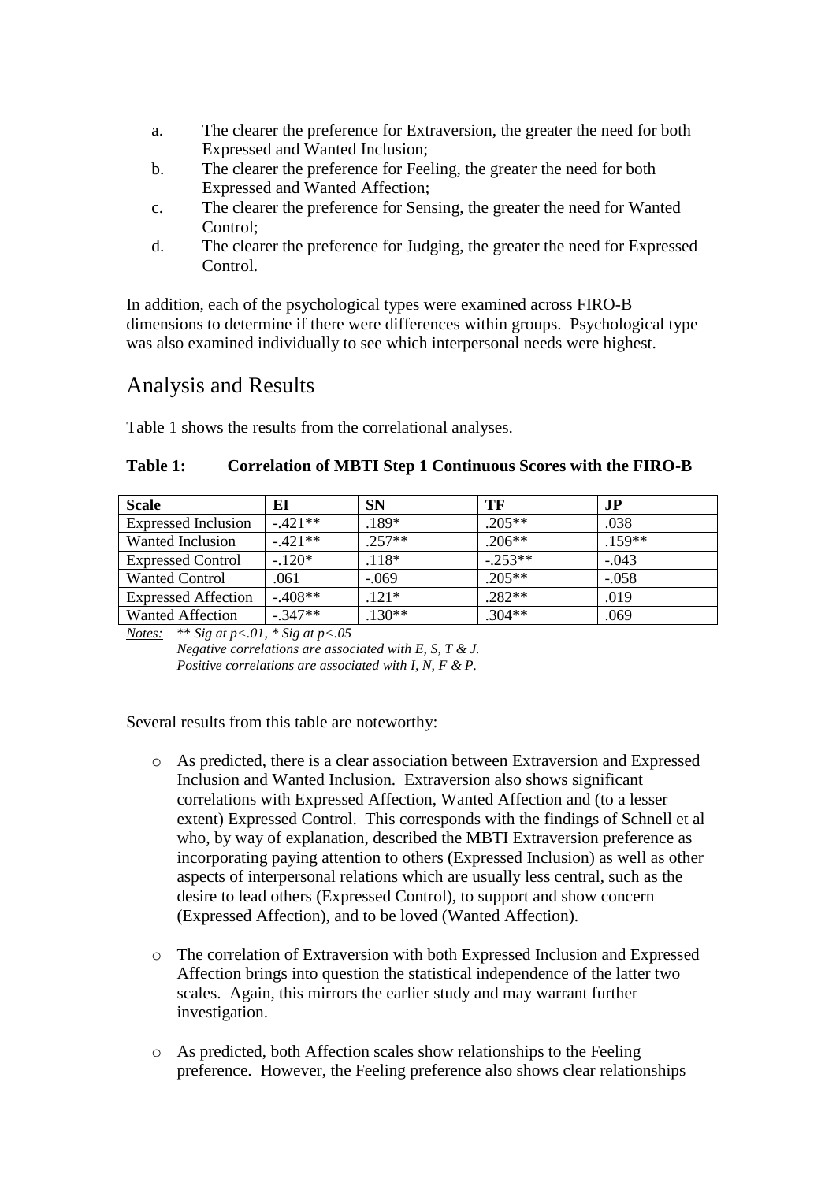a. The clearer the preference for Extraversion, the greater the need for both Expressed and Wanted Inclusion;
b. The clearer the preference for Feeling, the greater the need for both Expressed and Wanted Affection;
c. The clearer the preference for Sensing, the greater the need for Wanted Control;
d. The clearer the preference for Judging, the greater the need for Expressed Control.

In addition, each of the psychological types were examined across FIRO-B dimensions to determine if there were differences within groups. Psychological type was also examined individually to see which interpersonal needs were highest.

## Analysis and Results

Table 1 shows the results from the correlational analyses.

**Table 1: Correlation of MBTI Step 1 Continuous Scores with the FIRO-B**

| Scale | EI | SN | TF | JP |
|---|---|---|---|---|
| Expressed Inclusion | -.421** | .189* | .205** | .038 |
| Wanted Inclusion | -.421** | .257** | .206** | .159** |
| Expressed Control | -.120* | .118* | -.253** | -.043 |
| Wanted Control | .061 | -.069 | .205** | -.058 |
| Expressed Affection | -.408** | .121* | .282** | .019 |
| Wanted Affection | -.347** | .130** | .304** | .069 |

*Notes:* *\*\* Sig at p<.01, \* Sig at p<.05*
*Negative correlations are associated with E, S, T & J.*
*Positive correlations are associated with I, N, F & P.*

Several results from this table are noteworthy:

- As predicted, there is a clear association between Extraversion and Expressed Inclusion and Wanted Inclusion. Extraversion also shows significant correlations with Expressed Affection, Wanted Affection and (to a lesser extent) Expressed Control. This corresponds with the findings of Schnell et al who, by way of explanation, described the MBTI Extraversion preference as incorporating paying attention to others (Expressed Inclusion) as well as other aspects of interpersonal relations which are usually less central, such as the desire to lead others (Expressed Control), to support and show concern (Expressed Affection), and to be loved (Wanted Affection).

- The correlation of Extraversion with both Expressed Inclusion and Expressed Affection brings into question the statistical independence of the latter two scales. Again, this mirrors the earlier study and may warrant further investigation.

- As predicted, both Affection scales show relationships to the Feeling preference. However, the Feeling preference also shows clear relationships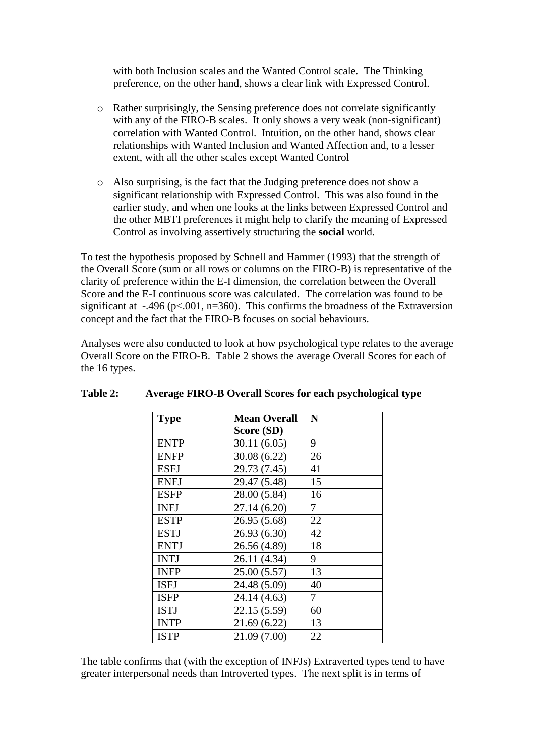with both Inclusion scales and the Wanted Control scale. The Thinking preference, on the other hand, shows a clear link with Expressed Control.

- Rather surprisingly, the Sensing preference does not correlate significantly with any of the FIRO-B scales. It only shows a very weak (non-significant) correlation with Wanted Control. Intuition, on the other hand, shows clear relationships with Wanted Inclusion and Wanted Affection and, to a lesser extent, with all the other scales except Wanted Control

- Also surprising, is the fact that the Judging preference does not show a significant relationship with Expressed Control. This was also found in the earlier study, and when one looks at the links between Expressed Control and the other MBTI preferences it might help to clarify the meaning of Expressed Control as involving assertively structuring the **social** world.

To test the hypothesis proposed by Schnell and Hammer (1993) that the strength of the Overall Score (sum or all rows or columns on the FIRO-B) is representative of the clarity of preference within the E-I dimension, the correlation between the Overall Score and the E-I continuous score was calculated. The correlation was found to be significant at -.496 ($p<.001$, $n=360$). This confirms the broadness of the Extraversion concept and the fact that the FIRO-B focuses on social behaviours.

Analyses were also conducted to look at how psychological type relates to the average Overall Score on the FIRO-B. Table 2 shows the average Overall Scores for each of the 16 types.

**Table 2: Average FIRO-B Overall Scores for each psychological type**

| Type | Mean Overall Score (SD) | N |
|---|---|---|
| ENTP | 30.11 (6.05) | 9 |
| ENFP | 30.08 (6.22) | 26 |
| ESFJ | 29.73 (7.45) | 41 |
| ENFJ | 29.47 (5.48) | 15 |
| ESFP | 28.00 (5.84) | 16 |
| INFJ | 27.14 (6.20) | 7 |
| ESTP | 26.95 (5.68) | 22 |
| ESTJ | 26.93 (6.30) | 42 |
| ENTJ | 26.56 (4.89) | 18 |
| INTJ | 26.11 (4.34) | 9 |
| INFP | 25.00 (5.57) | 13 |
| ISFJ | 24.48 (5.09) | 40 |
| ISFP | 24.14 (4.63) | 7 |
| ISTJ | 22.15 (5.59) | 60 |
| INTP | 21.69 (6.22) | 13 |
| ISTP | 21.09 (7.00) | 22 |

The table confirms that (with the exception of INFJs) Extraverted types tend to have greater interpersonal needs than Introverted types. The next split is in terms of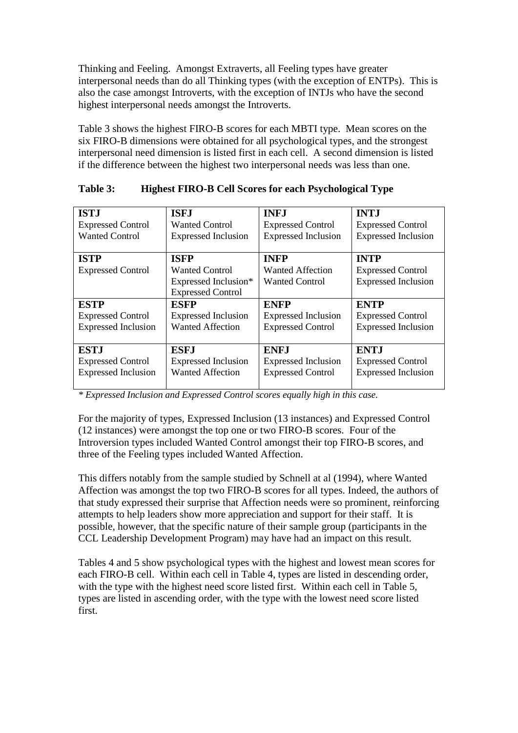Thinking and Feeling. Amongst Extraverts, all Feeling types have greater interpersonal needs than do all Thinking types (with the exception of ENTPs). This is also the case amongst Introverts, with the exception of INTJs who have the second highest interpersonal needs amongst the Introverts.

Table 3 shows the highest FIRO-B scores for each MBTI type. Mean scores on the six FIRO-B dimensions were obtained for all psychological types, and the strongest interpersonal need dimension is listed first in each cell. A second dimension is listed if the difference between the highest two interpersonal needs was less than one.

**Table 3: Highest FIRO-B Cell Scores for each Psychological Type**

| **ISTJ**<br>Expressed Control<br>Wanted Control | **ISFJ**<br>Wanted Control<br>Expressed Inclusion | **INFJ**<br>Expressed Control<br>Expressed Inclusion | **INTJ**<br>Expressed Control<br>Expressed Inclusion |
|---|---|---|---|
| **ISTP**<br>Expressed Control | **ISFP**<br>Wanted Control<br>Expressed Inclusion*<br>Expressed Control | **INFP**<br>Wanted Affection<br>Wanted Control | **INTP**<br>Expressed Control<br>Expressed Inclusion |
| **ESTP**<br>Expressed Control<br>Expressed Inclusion | **ESFP**<br>Expressed Inclusion<br>Wanted Affection | **ENFP**<br>Expressed Inclusion<br>Expressed Control | **ENTP**<br>Expressed Control<br>Expressed Inclusion |
| **ESTJ**<br>Expressed Control<br>Expressed Inclusion | **ESFJ**<br>Expressed Inclusion<br>Wanted Affection | **ENFJ**<br>Expressed Inclusion<br>Expressed Control | **ENTJ**<br>Expressed Control<br>Expressed Inclusion |

*\* Expressed Inclusion and Expressed Control scores equally high in this case.*

For the majority of types, Expressed Inclusion (13 instances) and Expressed Control (12 instances) were amongst the top one or two FIRO-B scores. Four of the Introversion types included Wanted Control amongst their top FIRO-B scores, and three of the Feeling types included Wanted Affection.

This differs notably from the sample studied by Schnell at al (1994), where Wanted Affection was amongst the top two FIRO-B scores for all types. Indeed, the authors of that study expressed their surprise that Affection needs were so prominent, reinforcing attempts to help leaders show more appreciation and support for their staff. It is possible, however, that the specific nature of their sample group (participants in the CCL Leadership Development Program) may have had an impact on this result.

Tables 4 and 5 show psychological types with the highest and lowest mean scores for each FIRO-B cell. Within each cell in Table 4, types are listed in descending order, with the type with the highest need score listed first. Within each cell in Table 5, types are listed in ascending order, with the type with the lowest need score listed first.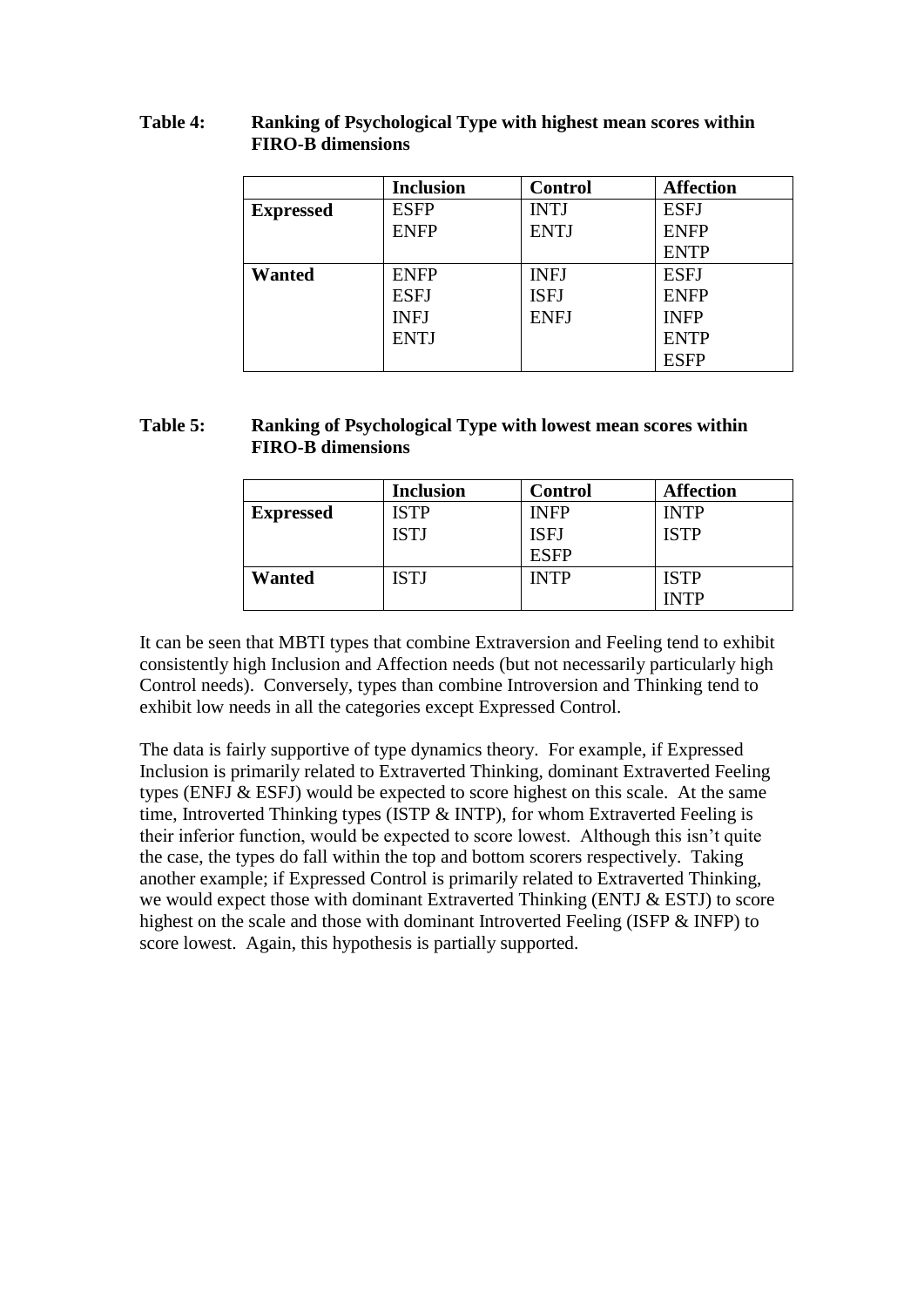**Table 4: Ranking of Psychological Type with highest mean scores within FIRO-B dimensions**

| | Inclusion | Control | Affection |
|---|---|---|---|
| **Expressed** | ESFP<br>ENFP | INTJ<br>ENTJ | ESFJ<br>ENFP<br>ENTP |
| **Wanted** | ENFP<br>ESFJ<br>INFJ<br>ENTJ | INFJ<br>ISFJ<br>ENFJ | ESFJ<br>ENFP<br>INFP<br>ENTP<br>ESFP |

**Table 5: Ranking of Psychological Type with lowest mean scores within FIRO-B dimensions**

| | Inclusion | Control | Affection |
|---|---|---|---|
| **Expressed** | ISTP<br>ISTJ | INFP<br>ISFJ<br>ESFP | INTP<br>ISTP |
| **Wanted** | ISTJ | INTP | ISTP<br>INTP |

It can be seen that MBTI types that combine Extraversion and Feeling tend to exhibit consistently high Inclusion and Affection needs (but not necessarily particularly high Control needs). Conversely, types than combine Introversion and Thinking tend to exhibit low needs in all the categories except Expressed Control.

The data is fairly supportive of type dynamics theory. For example, if Expressed Inclusion is primarily related to Extraverted Thinking, dominant Extraverted Feeling types (ENFJ & ESFJ) would be expected to score highest on this scale. At the same time, Introverted Thinking types (ISTP & INTP), for whom Extraverted Feeling is their inferior function, would be expected to score lowest. Although this isn't quite the case, the types do fall within the top and bottom scorers respectively. Taking another example; if Expressed Control is primarily related to Extraverted Thinking, we would expect those with dominant Extraverted Thinking (ENTJ & ESTJ) to score highest on the scale and those with dominant Introverted Feeling (ISFP & INFP) to score lowest. Again, this hypothesis is partially supported.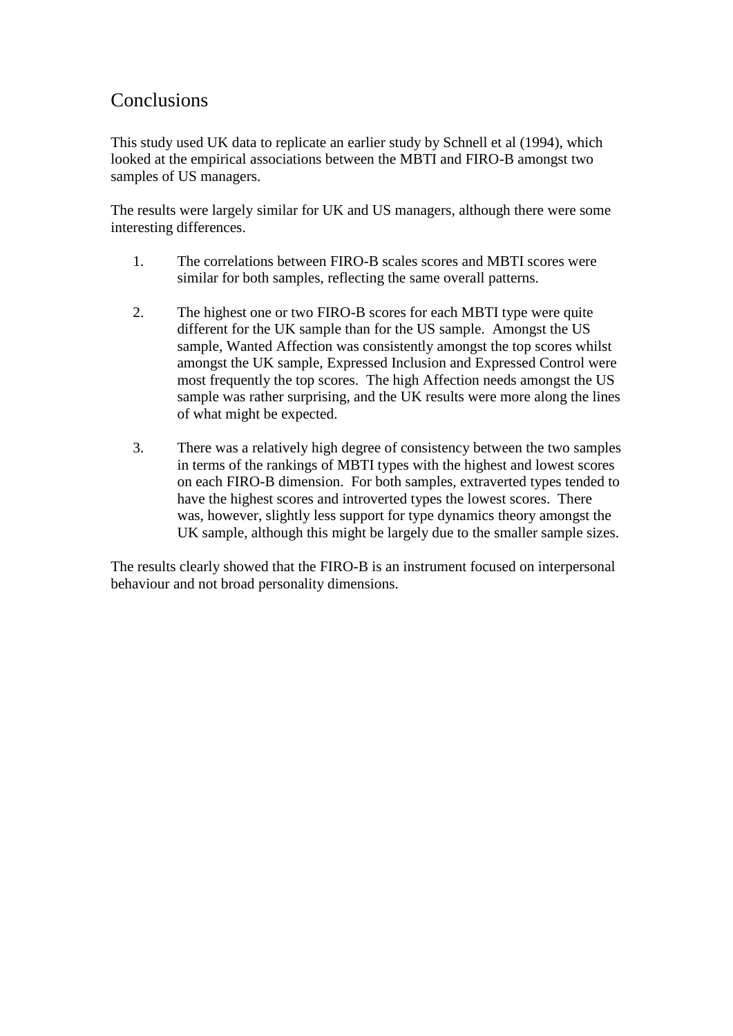# Conclusions

This study used UK data to replicate an earlier study by Schnell et al (1994), which looked at the empirical associations between the MBTI and FIRO-B amongst two samples of US managers.

The results were largely similar for UK and US managers, although there were some interesting differences.

1. The correlations between FIRO-B scales scores and MBTI scores were similar for both samples, reflecting the same overall patterns.

2. The highest one or two FIRO-B scores for each MBTI type were quite different for the UK sample than for the US sample. Amongst the US sample, Wanted Affection was consistently amongst the top scores whilst amongst the UK sample, Expressed Inclusion and Expressed Control were most frequently the top scores. The high Affection needs amongst the US sample was rather surprising, and the UK results were more along the lines of what might be expected.

3. There was a relatively high degree of consistency between the two samples in terms of the rankings of MBTI types with the highest and lowest scores on each FIRO-B dimension. For both samples, extraverted types tended to have the highest scores and introverted types the lowest scores. There was, however, slightly less support for type dynamics theory amongst the UK sample, although this might be largely due to the smaller sample sizes.

The results clearly showed that the FIRO-B is an instrument focused on interpersonal behaviour and not broad personality dimensions.